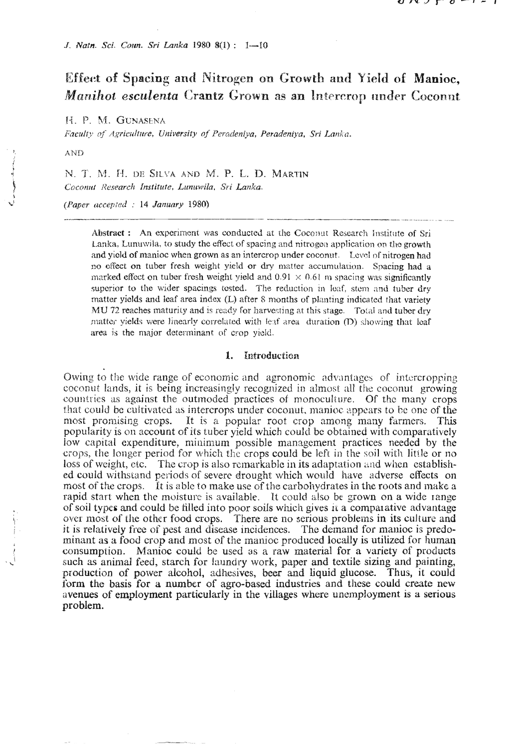# Effect of Spacing and Nitrogen on Growth and Yield of Manioc, *Manihot esculenta* Crantz Grown as an Intercrop under Coconut

H. P. M. GUNASENA

*Faculty of Agriculture, University of Peradeniya, Peradeniya, Sri Lanka.*

AND

N. T. M. H. DE SILVA AND M. P. L. D. MARTIN

*Coconut Research Institute, Lunuwila, Sri Lanka.*

*(Paper accepted : 14 January 1980)*

**Abstract :** An experiment was conducted at the Coconut Research Institute of Sri Lanka, Lunuwila, to study the effect of spacing and nitrogen application on the growth and yield of manioc when grown as an intercrop under coconut. Level of nitrogen had no effect on tuber fresh weight yield or dry matter accumulation. Spacing had a marked effect on tuber fresh weight yield and $0.91 \times 0.61$ m spacing was significantly superior to the wider spacings tested. The reduction in leaf, stem and tuber dry matter yields and leaf area index (L) after 8 months of planting indicated that variety MU 72 reaches maturity and is ready for harvesting at this stage. Total and tuber dry matter yields were linearly correlated with leaf area duration (D) showing that leaf area is the major determinant of crop yield.

## 1. Introduction

Owing to the wide range of economic and agronomic advantages of intercropping coconut lands, it is being increasingly recognized in almost all the coconut growing countries as against the outmoded practices of monoculture. Of the many crops that could be cultivated as intercrops under coconut, manioc appears to be one of the most promising crops. It is a popular root crop among many farmers. This popularity is on account of its tuber yield which could be obtained with comparatively low capital expenditure, minimum possible management practices needed by the crops, the longer period for which the crops could be left in the soil with little or no loss of weight, etc. The crop is also remarkable in its adaptation and when established could withstand periods of severe drought which would have adverse effects on most of the crops. It is able to make use of the carbohydrates in the roots and make a rapid start when the moisture is available. It could also be grown on a wide range of soil types and could be filled into poor soils which gives it a comparative advantage over most of the other food crops. There are no serious problems in its culture and it is relatively free of pest and disease incidences. The demand for manioc is predominant as a food crop and most of the manioc produced locally is utilized for human consumption. Manioc could be used as a raw material for a variety of products such as animal feed, starch for laundry work, paper and textile sizing and painting, production of power alcohol, adhesives, beer and liquid glucose. Thus, it could form the basis for a number of agro-based industries and these could create new avenues of employment particularly in the villages where unemployment is a serious problem.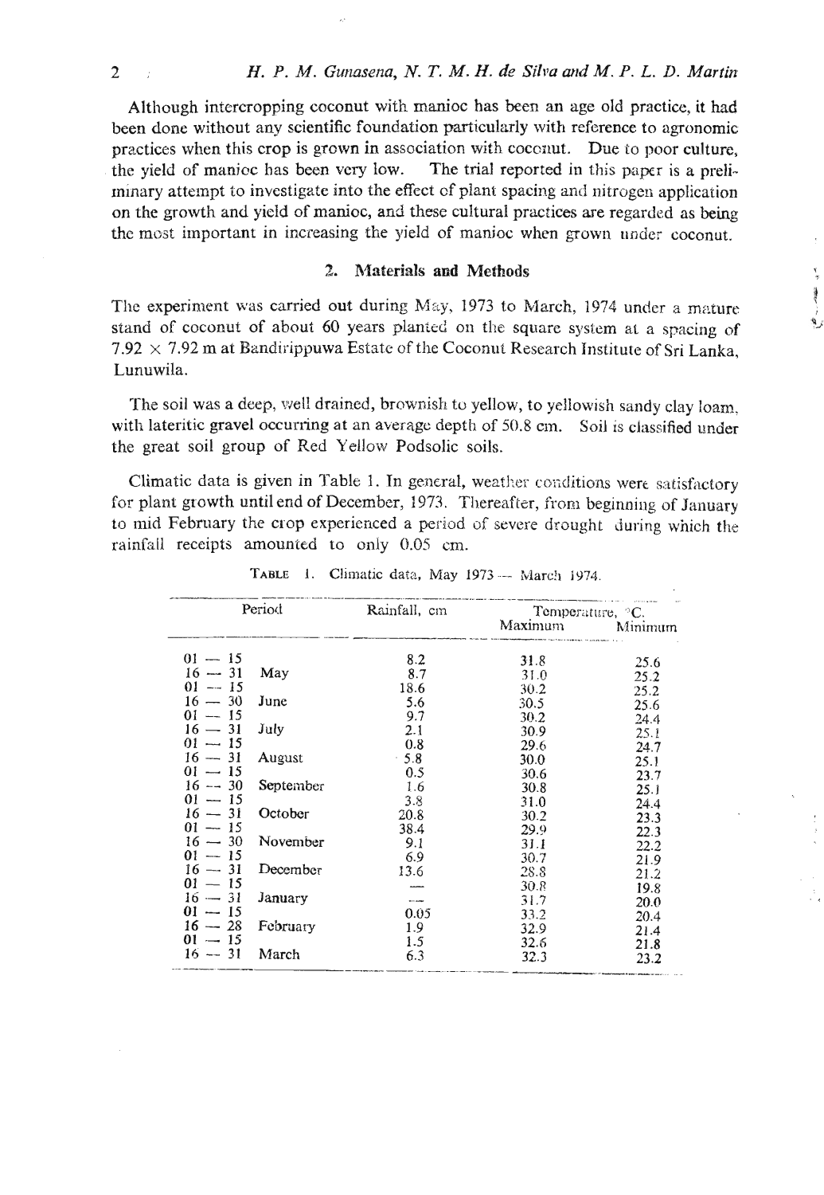Although intercropping coconut with manioc has been an age old practice, it had been done without any scientific foundation particularly with reference to agronomic practices when this crop is grown in association with coconut. Due to poor culture, the yield of manioc has been very low. The trial reported in this paper is a preliminary attempt to investigate into the effect of plant spacing and nitrogen application on the growth and yield of manioc, and these cultural practices are regarded as being the most important in increasing the yield of manioc when grown under coconut.

## 2. Materials and Methods

The experiment was carried out during May, 1973 to March, 1974 under a mature stand of coconut of about 60 years planted on the square system at a spacing of 7.92 × 7.92 m at Bandirippuwa Estate of the Coconut Research Institute of Sri Lanka, Lunuwila.

The soil was a deep, well drained, brownish to yellow, to yellowish sandy clay loam, with lateritic gravel occurring at an average depth of 50.8 cm. Soil is classified under the great soil group of Red Yellow Podsolic soils.

Climatic data is given in Table 1. In general, weather conditions were satisfactory for plant growth until end of December, 1973. Thereafter, from beginning of January to mid February the crop experienced a period of severe drought during which the rainfall receipts amounted to only 0.05 cm.

TABLE 1. Climatic data, May 1973 — March 1974.

| Period | | Rainfall, cm | Temperature, °C. | |
|---|---|---|---|---|
| | | | Maximum | Minimum |
| 01 — 15 | May | 8.2 | 31.8 | 25.6 |
| 16 — 31 | | 8.7 | 31.0 | 25.2 |
| 01 — 15 | June | 18.6 | 30.2 | 25.2 |
| 16 — 30 | | 5.6 | 30.5 | 25.6 |
| 01 — 15 | July | 9.7 | 30.2 | 24.4 |
| 16 — 31 | | 2.1 | 30.9 | 25.1 |
| 01 — 15 | August | 0.8 | 29.6 | 24.7 |
| 16 — 31 | | 5.8 | 30.0 | 25.1 |
| 01 — 15 | September | 0.5 | 30.6 | 23.7 |
| 16 — 30 | | 1.6 | 30.8 | 25.1 |
| 01 — 15 | October | 3.8 | 31.0 | 24.4 |
| 16 — 31 | | 20.8 | 30.2 | 23.3 |
| 01 — 15 | November | 38.4 | 29.9 | 22.3 |
| 16 — 30 | | 9.1 | 31.1 | 22.2 |
| 01 — 15 | December | 6.9 | 30.7 | 21.9 |
| 16 — 31 | | 13.6 | 28.8 | 21.2 |
| 01 — 15 | January | — | 30.8 | 19.8 |
| 16 — 31 | | — | 31.7 | 20.0 |
| 01 — 15 | February | 0.05 | 33.2 | 20.4 |
| 16 — 28 | | 1.9 | 32.9 | 21.4 |
| 01 — 15 | March | 1.5 | 32.6 | 21.8 |
| 16 — 31 | | 6.3 | 32.3 | 23.2 |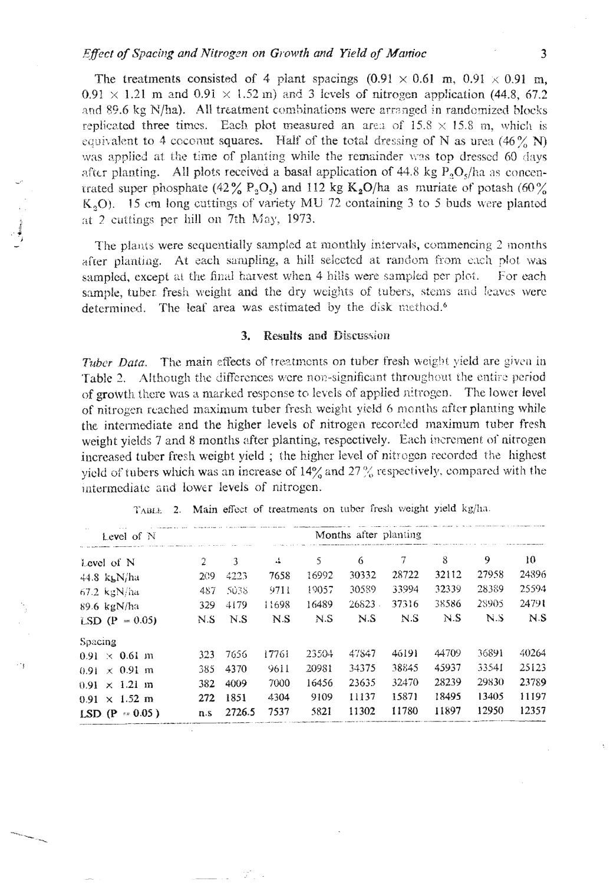The treatments consisted of 4 plant spacings (0.91 × 0.61 m, 0.91 × 0.91 m, 0.91 × 1.21 m and 0.91 × 1.52 m) and 3 levels of nitrogen application (44.8, 67.2 and 89.6 kg N/ha). All treatment combinations were arranged in randomized blocks replicated three times. Each plot measured an area of 15.8 × 15.8 m, which is equivalent to 4 coconut squares. Half of the total dressing of N as urea (46% N) was applied at the time of planting while the remainder was top dressed 60 days after planting. All plots received a basal application of 44.8 kg $P_2O_5$/ha as concentrated super phosphate (42% $P_2O_5$) and 112 kg $K_2O$/ha as muriate of potash (60% $K_2O$). 15 cm long cuttings of variety MU 72 containing 3 to 5 buds were planted at 2 cuttings per hill on 7th May, 1973.

The plants were sequentially sampled at monthly intervals, commencing 2 months after planting. At each sampling, a hill selected at random from each plot was sampled, except at the final harvest when 4 hills were sampled per plot. For each sample, tuber fresh weight and the dry weights of tubers, stems and leaves were determined. The leaf area was estimated by the disk method.[6]

## 3. Results and Discussion

*Tuber Data.* The main effects of treatments on tuber fresh weight yield are given in Table 2. Although the differences were non-significant throughout the entire period of growth there was a marked response to levels of applied nitrogen. The lower level of nitrogen reached maximum tuber fresh weight yield 6 months after planting while the intermediate and the higher levels of nitrogen recorded maximum tuber fresh weight yields 7 and 8 months after planting, respectively. Each increment of nitrogen increased tuber fresh weight yield ; the higher level of nitrogen recorded the highest yield of tubers which was an increase of 14% and 27% respectively, compared with the intermediate and lower levels of nitrogen.

TABLE 2. Main effect of treatments on tuber fresh weight yield kg/ha.

| Level of N | Months after planting | | | | | | | | |
|---|---|---|---|---|---|---|---|---|---|
| Level of N | 2 | 3 | 4 | 5 | 6 | 7 | 8 | 9 | 10 |
| 44.8 kgN/ha | 209 | 4223 | 7658 | 16992 | 30332 | 28722 | 32112 | 27958 | 24896 |
| 67.2 kgN/ha | 487 | 5038 | 9711 | 19057 | 30589 | 33994 | 32339 | 28389 | 25594 |
| 89.6 kgN/ha | 329 | 4179 | 11698 | 16489 | 26823 | 37316 | 38586 | 28905 | 24791 |
| LSD (P = 0.05) | N.S | N.S | N.S | N.S | N.S | N.S | N.S | N.S | N.S |
| Spacing | | | | | | | | | |
| 0.91 × 0.61 m | 323 | 7656 | 17761 | 23504 | 47847 | 46191 | 44709 | 36891 | 40264 |
| 0.91 × 0.91 m | 385 | 4370 | 9611 | 20981 | 34375 | 38845 | 45937 | 33541 | 25123 |
| 0.91 × 1.21 m | 382 | 4009 | 7000 | 16456 | 23635 | 32470 | 28239 | 29830 | 23789 |
| 0.91 × 1.52 m | 272 | 1851 | 4304 | 9109 | 11137 | 15871 | 18495 | 13405 | 11197 |
| LSD (P = 0.05) | n.s | 2726.5 | 7537 | 5821 | 11302 | 11780 | 11897 | 12950 | 12357 |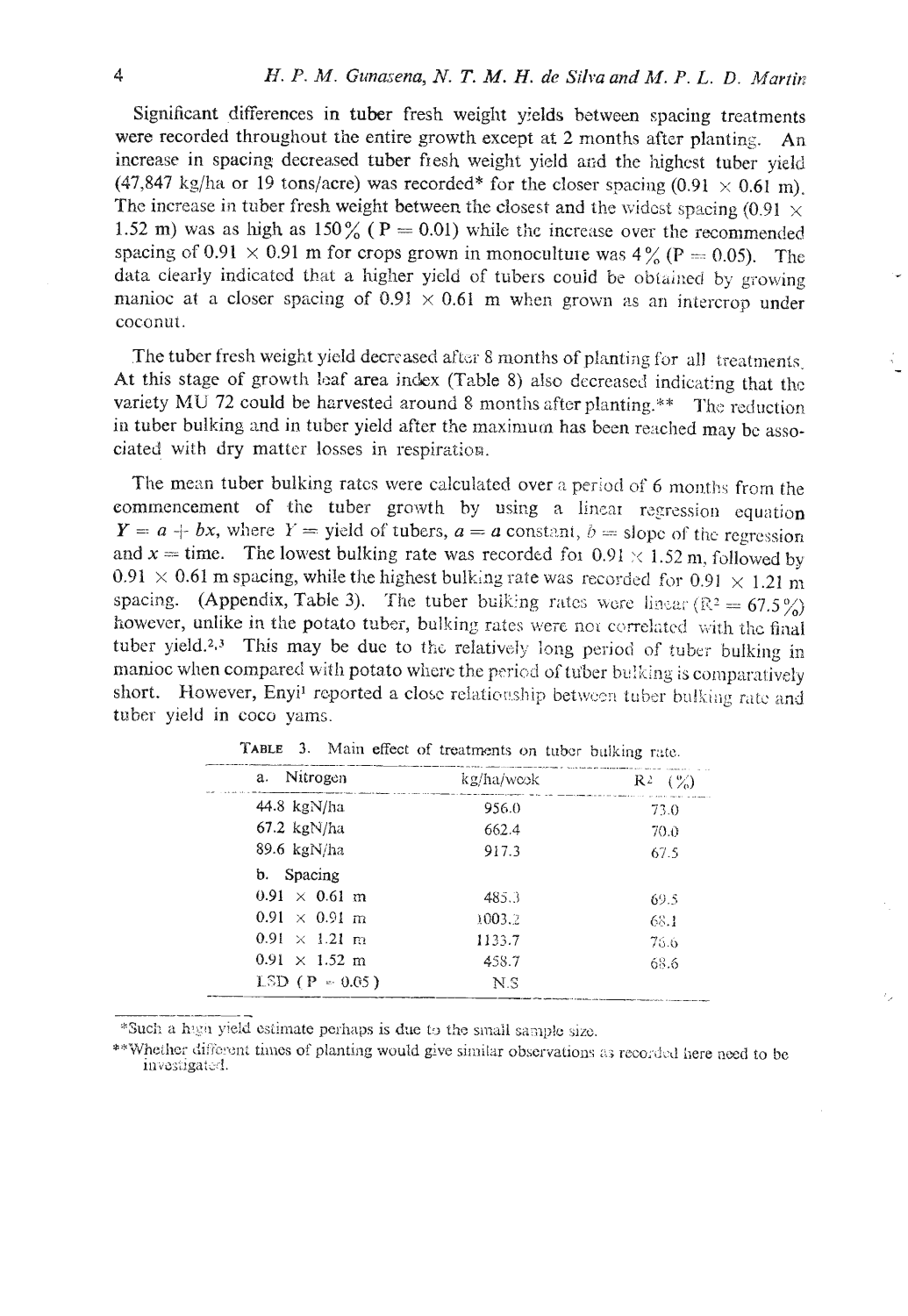Significant differences in tuber fresh weight yields between spacing treatments were recorded throughout the entire growth except at 2 months after planting. An increase in spacing decreased tuber fresh weight yield and the highest tuber yield (47,847 kg/ha or 19 tons/acre) was recorded* for the closer spacing (0.91 × 0.61 m). The increase in tuber fresh weight between the closest and the widest spacing (0.91 × 1.52 m) was as high as 150% ($P = 0.01$) while the increase over the recommended spacing of 0.91 × 0.91 m for crops grown in monoculture was 4% ($P = 0.05$). The data clearly indicated that a higher yield of tubers could be obtained by growing manioc at a closer spacing of 0.91 × 0.61 m when grown as an intercrop under coconut.

The tuber fresh weight yield decreased after 8 months of planting for all treatments. At this stage of growth leaf area index (Table 8) also decreased indicating that the variety MU 72 could be harvested around 8 months after planting.** The reduction in tuber bulking and in tuber yield after the maximum has been reached may be associated with dry matter losses in respiration.

The mean tuber bulking rates were calculated over a period of 6 months from the commencement of the tuber growth by using a linear regression equation $Y = a + bx$, where $Y$ = yield of tubers, $a$ = a constant, $b$ = slope of the regression and $x$ = time. The lowest bulking rate was recorded for 0.91 × 1.52 m, followed by 0.91 × 0.61 m spacing, while the highest bulking rate was recorded for 0.91 × 1.21 m spacing. (Appendix, Table 3). The tuber bulking rates were linear ($R^2 = 67.5\%$) however, unlike in the potato tuber, bulking rates were not correlated with the final tuber yield.[2,3] This may be due to the relatively long period of tuber bulking in manioc when compared with potato where the period of tuber bulking is comparatively short. However, Enyi[1] reported a close relationship between tuber bulking rate and tuber yield in coco yams.

TABLE 3. Main effect of treatments on tuber bulking rate.

| a. Nitrogen | kg/ha/week | $R^2$ (%) |
|---|---|---|
| 44.8 kgN/ha | 956.0 | 73.0 |
| 67.2 kgN/ha | 662.4 | 70.0 |
| 89.6 kgN/ha | 917.3 | 67.5 |
| b. Spacing | | |
| 0.91 × 0.61 m | 485.3 | 69.5 |
| 0.91 × 0.91 m | 1003.2 | 68.1 |
| 0.91 × 1.21 m | 1133.7 | 76.6 |
| 0.91 × 1.52 m | 458.7 | 68.6 |
| LSD ($P = 0.05$) | N.S | |

*Such a high yield estimate perhaps is due to the small sample size.

**Whether different times of planting would give similar observations as recorded here need to be investigated.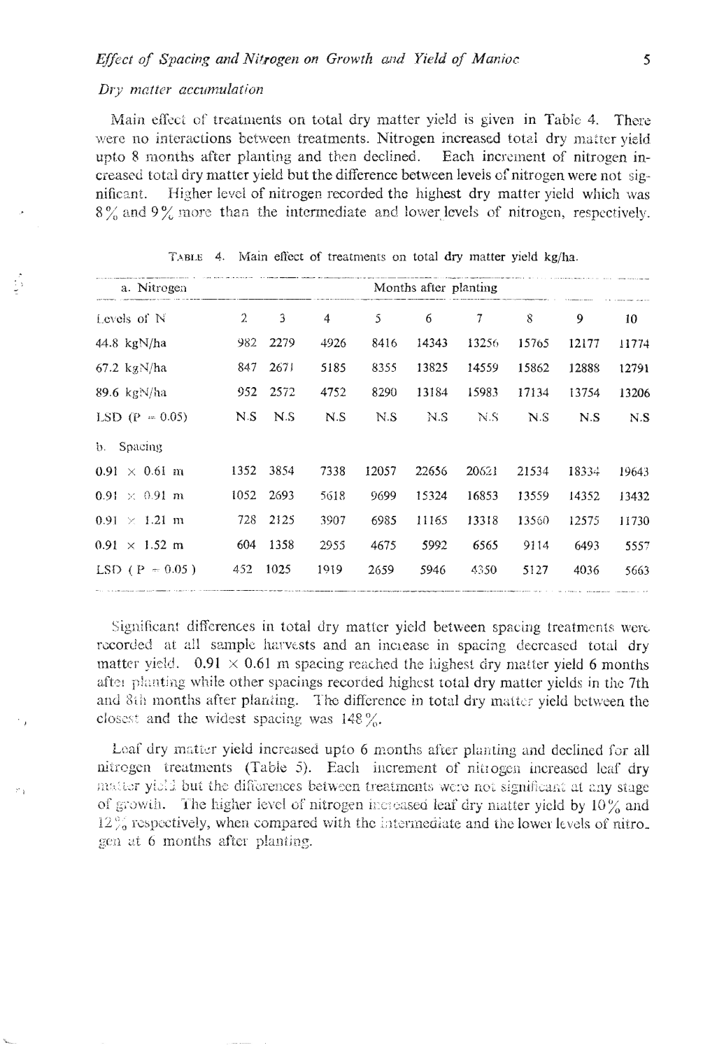### *Dry matter accumulation*

Main effect of treatments on total dry matter yield is given in Table 4. There were no interactions between treatments. Nitrogen increased total dry matter yield upto 8 months after planting and then declined. Each increment of nitrogen increased total dry matter yield but the difference between levels of nitrogen were not significant. Higher level of nitrogen recorded the highest dry matter yield which was 8% and 9% more than the intermediate and lower levels of nitrogen, respectively.

TABLE 4. Main effect of treatments on total dry matter yield kg/ha.

| a. Nitrogen | Months after planting | | | | | | | | |
|---|---|---|---|---|---|---|---|---|---|
| Levels of N | 2 | 3 | 4 | 5 | 6 | 7 | 8 | 9 | 10 |
| 44.8 kgN/ha | 982 | 2279 | 4926 | 8416 | 14343 | 13256 | 15765 | 12177 | 11774 |
| 67.2 kgN/ha | 847 | 2671 | 5185 | 8355 | 13825 | 14559 | 15862 | 12888 | 12791 |
| 89.6 kgN/ha | 952 | 2572 | 4752 | 8290 | 13184 | 15983 | 17134 | 13754 | 13206 |
| LSD (P = 0.05) | N.S | N.S | N.S | N.S | N.S | N.S | N.S | N.S | N.S |
| b. Spacing | | | | | | | | | |
| 0.91 × 0.61 m | 1352 | 3854 | 7338 | 12057 | 22656 | 20621 | 21534 | 18334 | 19643 |
| 0.91 × 0.91 m | 1052 | 2693 | 5618 | 9699 | 15324 | 16853 | 13559 | 14352 | 13432 |
| 0.91 × 1.21 m | 728 | 2125 | 3907 | 6985 | 11165 | 13318 | 13560 | 12575 | 11730 |
| 0.91 × 1.52 m | 604 | 1358 | 2955 | 4675 | 5992 | 6565 | 9114 | 6493 | 5557 |
| LSD ( P = 0.05 ) | 452 | 1025 | 1919 | 2659 | 5946 | 4350 | 5127 | 4036 | 5663 |

Significant differences in total dry matter yield between spacing treatments were recorded at all sample harvests and an increase in spacing decreased total dry matter yield. 0.91 × 0.61 m spacing reached the highest dry matter yield 6 months after planting while other spacings recorded highest total dry matter yields in the 7th and 8th months after planting. The difference in total dry matter yield between the closest and the widest spacing was 148%.

Leaf dry matter yield increased upto 6 months after planting and declined for all nitrogen treatments (Table 5). Each increment of nitrogen increased leaf dry matter yield but the differences between treatments were not significant at any stage of growth. The higher level of nitrogen increased leaf dry matter yield by 10% and 12% respectively, when compared with the intermediate and the lower levels of nitrogen at 6 months after planting.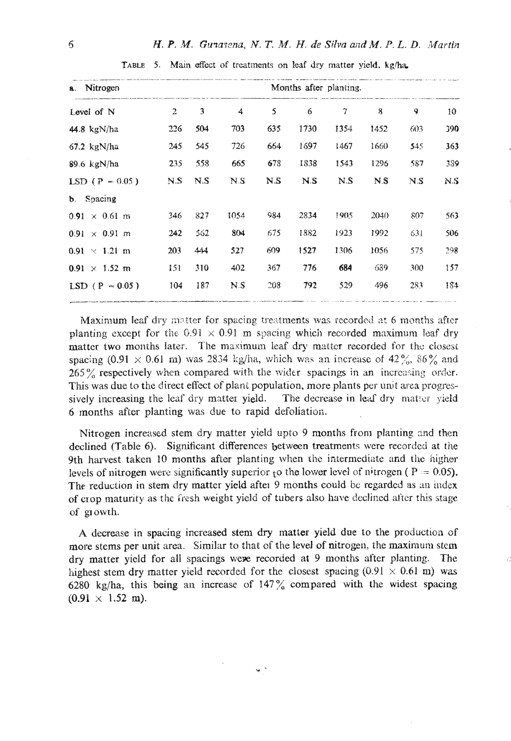TABLE 5. Main effect of treatments on leaf dry matter yield, kg/ha.

| a. Nitrogen | Months after planting. | | | | | | | | |
|---|---|---|---|---|---|---|---|---|---|
| Level of N | 2 | 3 | 4 | 5 | 6 | 7 | 8 | 9 | 10 |
| 44.8 kgN/ha | 226 | 504 | 703 | 635 | 1730 | 1354 | 1452 | 603 | 390 |
| 67.2 kgN/ha | 245 | 545 | 726 | 664 | 1697 | 1467 | 1660 | 545 | 363 |
| 89.6 kgN/ha | 235 | 558 | 665 | 678 | 1838 | 1543 | 1296 | 587 | 389 |
| LSD ($P = 0.05$) | N.S | N.S | N.S | N.S | N.S | N.S | N.S | N.S | N.S |
| b. Spacing | | | | | | | | | |
| 0.91 × 0.61 m | 346 | 827 | 1054 | 984 | 2834 | 1905 | 2040 | 807 | 563 |
| 0.91 × 0.91 m | 242 | 562 | 804 | 675 | 1882 | 1923 | 1992 | 631 | 506 |
| 0.91 × 1.21 m | 203 | 444 | 527 | 609 | 1527 | 1306 | 1056 | 575 | 298 |
| 0.91 × 1.52 m | 151 | 310 | 402 | 367 | 776 | 684 | 689 | 300 | 157 |
| LSD ($P = 0.05$) | 104 | 187 | N.S | 208 | 792 | 529 | 496 | 283 | 184 |

Maximum leaf dry matter for spacing treatments was recorded at 6 months after planting except for the 0.91 × 0.91 m spacing which recorded maximum leaf dry matter two months later. The maximum leaf dry matter recorded for the closest spacing (0.91 × 0.61 m) was 2834 kg/ha, which was an increase of 42%, 86% and 265% respectively when compared with the wider spacings in an increasing order. This was due to the direct effect of plant population, more plants per unit area progressively increasing the leaf dry matter yield. The decrease in leaf dry matter yield 6 months after planting was due to rapid defoliation.

Nitrogen increased stem dry matter yield upto 9 months from planting and then declined (Table 6). Significant differences between treatments were recorded at the 9th harvest taken 10 months after planting when the intermediate and the higher levels of nitrogen were significantly superior to the lower level of nitrogen ($P = 0.05$). The reduction in stem dry matter yield after 9 months could be regarded as an index of crop maturity as the fresh weight yield of tubers also have declined after this stage of growth.

A decrease in spacing increased stem dry matter yield due to the production of more stems per unit area. Similar to that of the level of nitrogen, the maximum stem dry matter yield for all spacings were recorded at 9 months after planting. The highest stem dry matter yield recorded for the closest spacing (0.91 × 0.61 m) was 6280 kg/ha, this being an increase of 147% compared with the widest spacing (0.91 × 1.52 m).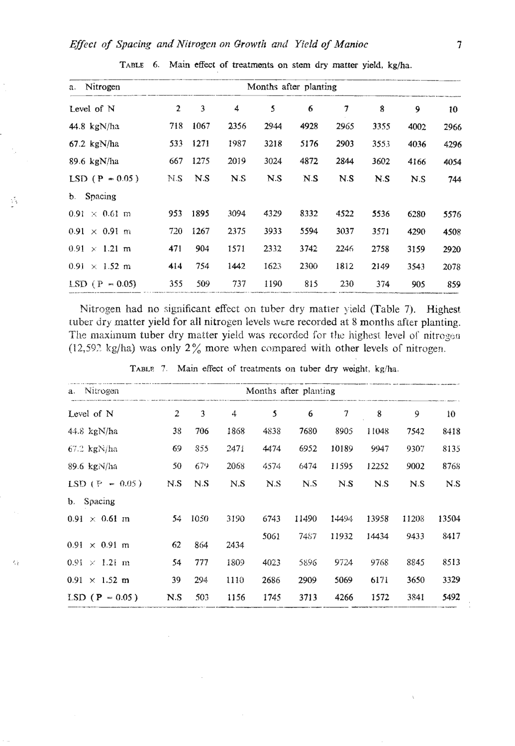TABLE 6. Main effect of treatments on stem dry matter yield, kg/ha.

| a. Nitrogen | Months after planting | | | | | | | | |
|---|---|---|---|---|---|---|---|---|---|
| Level of N | 2 | 3 | 4 | 5 | 6 | 7 | 8 | 9 | 10 |
| 44.8 kgN/ha | 718 | 1067 | 2356 | 2944 | 4928 | 2965 | 3355 | 4002 | 2966 |
| 67.2 kgN/ha | 533 | 1271 | 1987 | 3218 | 5176 | 2903 | 3553 | 4036 | 4296 |
| 89.6 kgN/ha | 667 | 1275 | 2019 | 3024 | 4872 | 2844 | 3602 | 4166 | 4054 |
| LSD ($P = 0.05$) | N.S | N.S | N.S | N.S | N.S | N.S | N.S | N.S | 744 |
| b. Spacing | | | | | | | | | |
| 0.91 × 0.61 m | 953 | 1895 | 3094 | 4329 | 8332 | 4522 | 5536 | 6280 | 5576 |
| 0.91 × 0.91 m | 720 | 1267 | 2375 | 3933 | 5594 | 3037 | 3571 | 4290 | 4508 |
| 0.91 × 1.21 m | 471 | 904 | 1571 | 2332 | 3742 | 2246 | 2758 | 3159 | 2920 |
| 0.91 × 1.52 m | 414 | 754 | 1442 | 1623 | 2300 | 1812 | 2149 | 3543 | 2078 |
| LSD ($P = 0.05$) | 355 | 509 | 737 | 1190 | 815 | 230 | 374 | 905 | 859 |

Nitrogen had no significant effect on tuber dry matter yield (Table 7). Highest tuber dry matter yield for all nitrogen levels were recorded at 8 months after planting. The maximum tuber dry matter yield was recorded for the highest level of nitrogen (12,592 kg/ha) was only 2% more when compared with other levels of nitrogen.

TABLE 7. Main effect of treatments on tuber dry weight, kg/ha.

| a. Nitrogen | Months after planting | | | | | | | | |
|---|---|---|---|---|---|---|---|---|---|
| Level of N | 2 | 3 | 4 | 5 | 6 | 7 | 8 | 9 | 10 |
| 44.8 kgN/ha | 38 | 706 | 1868 | 4838 | 7680 | 8905 | 11048 | 7542 | 8418 |
| 67.2 kgN/ha | 69 | 855 | 2471 | 4474 | 6952 | 10189 | 9947 | 9307 | 8135 |
| 89.6 kgN/ha | 50 | 679 | 2068 | 4574 | 6474 | 11595 | 12252 | 9002 | 8768 |
| LSD ($P = 0.05$) | N.S | N.S | N.S | N.S | N.S | N.S | N.S | N.S | N.S |
| b. Spacing | | | | | | | | | |
| 0.91 × 0.61 m | 54 | 1050 | 3190 | 6743 | 11490 | 14494 | 13958 | 11208 | 13504 |
| 0.91 × 0.91 m | 62 | 864 | 2434 | 5061 | 7487 | 11932 | 14434 | 9433 | 8417 |
| 0.91 × 1.21 m | 54 | 777 | 1809 | 4023 | 5896 | 9724 | 9768 | 8845 | 8513 |
| 0.91 × 1.52 m | 39 | 294 | 1110 | 2686 | 2909 | 5069 | 6171 | 3650 | 3329 |
| LSD ($P = 0.05$) | N.S | 503 | 1156 | 1745 | 3713 | 4266 | 1572 | 3841 | 5492 |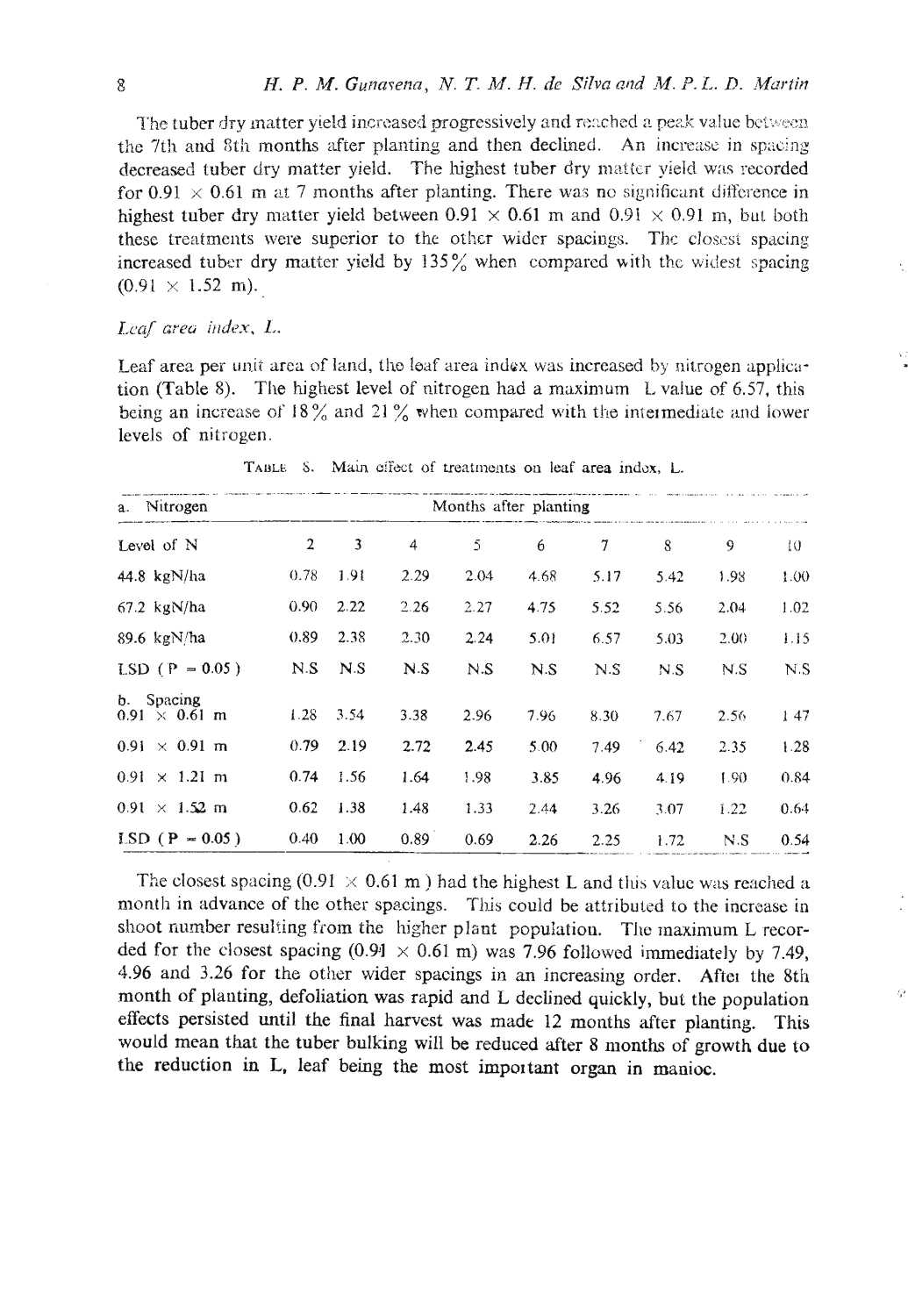The tuber dry matter yield increased progressively and reached a peak value between the 7th and 8th months after planting and then declined. An increase in spacing decreased tuber dry matter yield. The highest tuber dry matter yield was recorded for 0.91 × 0.61 m at 7 months after planting. There was no significant difference in highest tuber dry matter yield between 0.91 × 0.61 m and 0.91 × 0.91 m, but both these treatments were superior to the other wider spacings. The closest spacing increased tuber dry matter yield by 135% when compared with the widest spacing (0.91 × 1.52 m).

*Leaf area index, L.*

Leaf area per unit area of land, the leaf area index was increased by nitrogen application (Table 8). The highest level of nitrogen had a maximum L value of 6.57, this being an increase of 18% and 21% when compared with the intermediate and lower levels of nitrogen.

TABLE 8. Main effect of treatments on leaf area index, L.

| a. Nitrogen | Months after planting | | | | | | | | |
|---|---|---|---|---|---|---|---|---|---|
| Level of N | 2 | 3 | 4 | 5 | 6 | 7 | 8 | 9 | 10 |
| 44.8 kgN/ha | 0.78 | 1.91 | 2.29 | 2.04 | 4.68 | 5.17 | 5.42 | 1.98 | 1.00 |
| 67.2 kgN/ha | 0.90 | 2.22 | 2.26 | 2.27 | 4.75 | 5.52 | 5.56 | 2.04 | 1.02 |
| 89.6 kgN/ha | 0.89 | 2.38 | 2.30 | 2.24 | 5.01 | 6.57 | 5.03 | 2.00 | 1.15 |
| LSD (P = 0.05) | N.S | N.S | N.S | N.S | N.S | N.S | N.S | N.S | N.S |
| b. Spacing | | | | | | | | | |
| 0.91 × 0.61 m | 1.28 | 3.54 | 3.38 | 2.96 | 7.96 | 8.30 | 7.67 | 2.56 | 1.47 |
| 0.91 × 0.91 m | 0.79 | 2.19 | 2.72 | 2.45 | 5.00 | 7.49 | 6.42 | 2.35 | 1.28 |
| 0.91 × 1.21 m | 0.74 | 1.56 | 1.64 | 1.98 | 3.85 | 4.96 | 4.19 | 1.90 | 0.84 |
| 0.91 × 1.52 m | 0.62 | 1.38 | 1.48 | 1.33 | 2.44 | 3.26 | 3.07 | 1.22 | 0.64 |
| LSD (P = 0.05) | 0.40 | 1.00 | 0.89 | 0.69 | 2.26 | 2.25 | 1.72 | N.S | 0.54 |

The closest spacing (0.91 × 0.61 m) had the highest L and this value was reached a month in advance of the other spacings. This could be attributed to the increase in shoot number resulting from the higher plant population. The maximum L recorded for the closest spacing (0.91 × 0.61 m) was 7.96 followed immediately by 7.49, 4.96 and 3.26 for the other wider spacings in an increasing order. After the 8th month of planting, defoliation was rapid and L declined quickly, but the population effects persisted until the final harvest was made 12 months after planting. This would mean that the tuber bulking will be reduced after 8 months of growth due to the reduction in L, leaf being the most important organ in manioc.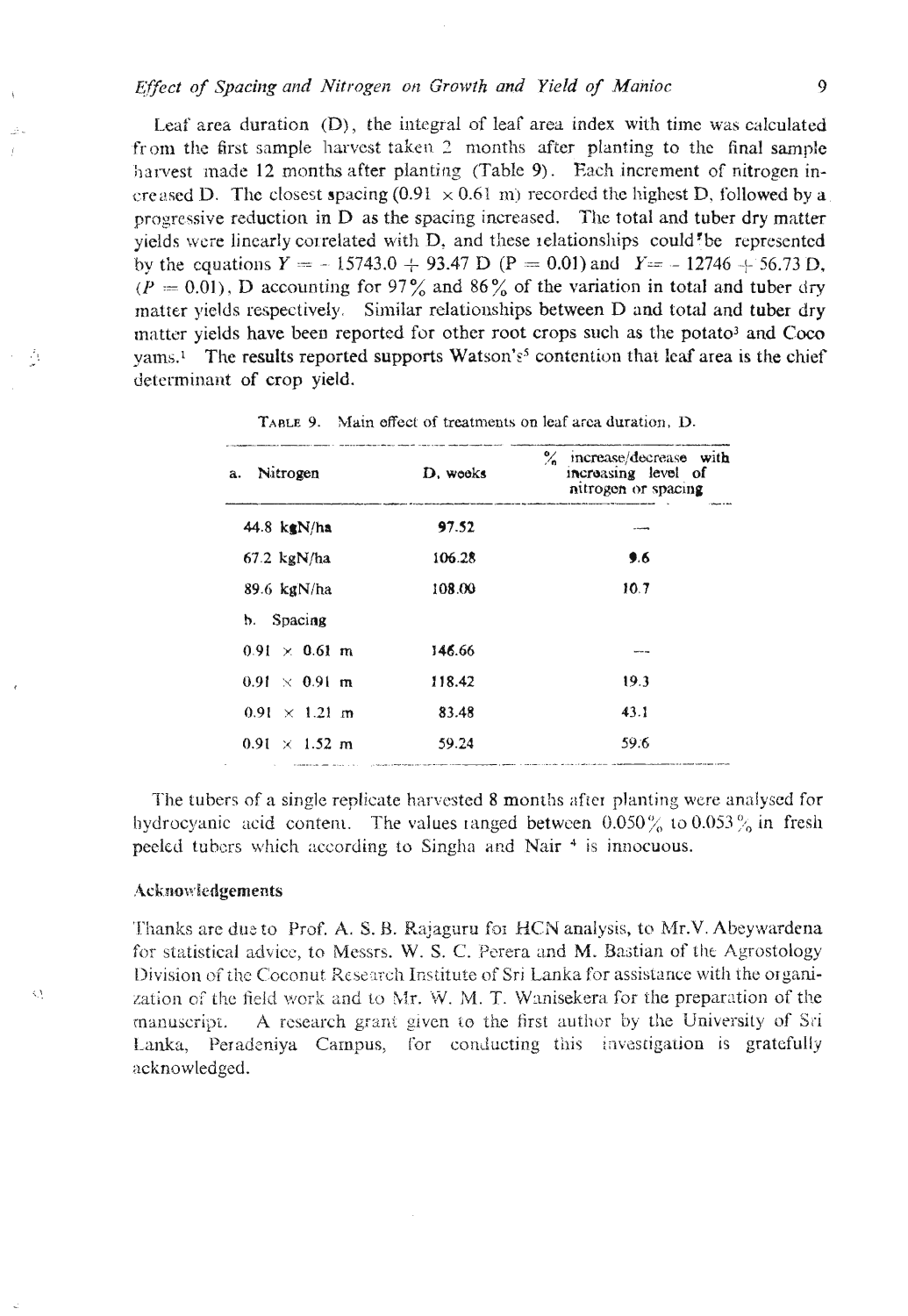Leaf area duration (D), the integral of leaf area index with time was calculated from the first sample harvest taken 2 months after planting to the final sample harvest made 12 months after planting (Table 9). Each increment of nitrogen increased D. The closest spacing (0.91 × 0.61 m) recorded the highest D, followed by a progressive reduction in D as the spacing increased. The total and tuber dry matter yields were linearly correlated with D, and these relationships could be represented by the equations $Y = -15743.0 + 93.47\ D$ ($P = 0.01$) and $Y = -12746 + 56.73\ D$, ($P = 0.01$), D accounting for 97% and 86% of the variation in total and tuber dry matter yields respectively. Similar relationships between D and total and tuber dry matter yields have been reported for other root crops such as the potato[3] and Coco yams.[1] The results reported supports Watson's[5] contention that leaf area is the chief determinant of crop yield.

TABLE 9. Main effect of treatments on leaf area duration, D.

| a. Nitrogen | D, weeks | % increase/decrease with increasing level of nitrogen or spacing |
|---|---|---|
| 44.8 kgN/ha | 97.52 | — |
| 67.2 kgN/ha | 106.28 | 9.6 |
| 89.6 kgN/ha | 108.00 | 10.7 |
| b. Spacing | | |
| 0.91 × 0.61 m | 146.66 | — |
| 0.91 × 0.91 m | 118.42 | 19.3 |
| 0.91 × 1.21 m | 83.48 | 43.1 |
| 0.91 × 1.52 m | 59.24 | 59.6 |

The tubers of a single replicate harvested 8 months after planting were analysed for hydrocyanic acid content. The values ranged between 0.050% to 0.053% in fresh peeled tubers which according to Singha and Nair [4] is innocuous.

### Acknowledgements

Thanks are due to Prof. A. S. B. Rajaguru for HCN analysis, to Mr. V. Abeywardena for statistical advice, to Messrs. W. S. C. Perera and M. Bastian of the Agrostology Division of the Coconut Research Institute of Sri Lanka for assistance with the organization of the field work and to Mr. W. M. T. Wanisekera for the preparation of the manuscript. A research grant given to the first author by the University of Sri Lanka, Peradeniya Campus, for conducting this investigation is gratefully acknowledged.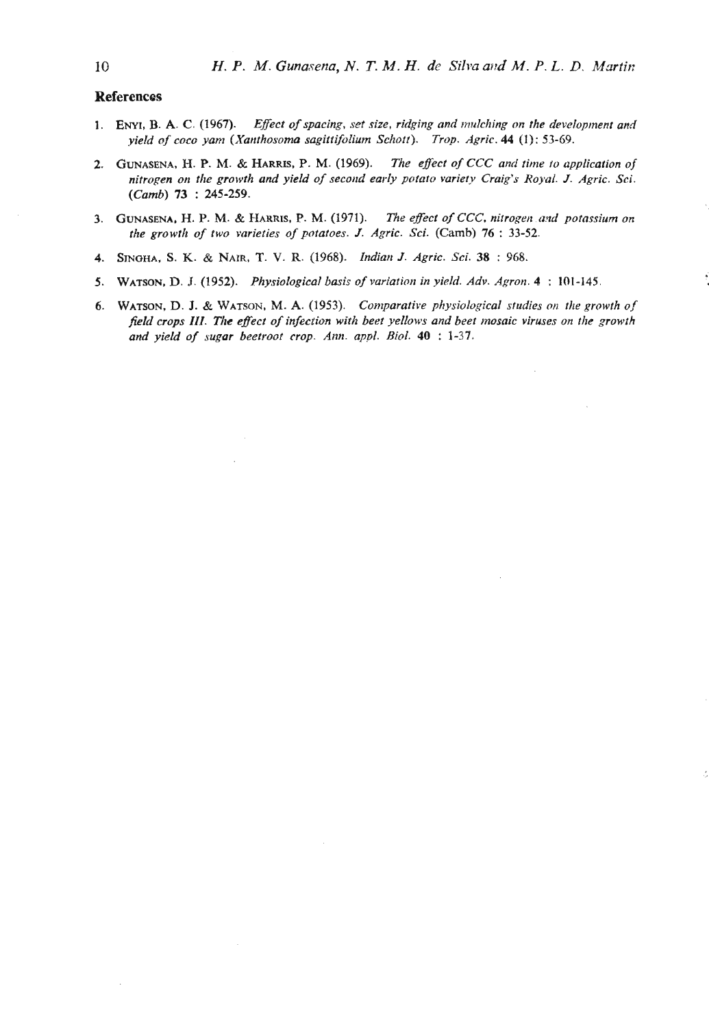## References

1. ENYI, B. A. C. (1967). *Effect of spacing, set size, ridging and mulching on the development and yield of coco yam (Xanthosoma sagittifolium Schott). Trop. Agric.* **44** (1): 53-69.
2. GUNASENA, H. P. M. & HARRIS, P. M. (1969). *The effect of CCC and time to application of nitrogen on the growth and yield of second early potato variety Craig's Royal. J. Agric. Sci. (Camb)* **73** : 245-259.
3. GUNASENA, H. P. M. & HARRIS, P. M. (1971). *The effect of CCC, nitrogen and potassium on the growth of two varieties of potatoes. J. Agric. Sci.* (Camb) **76** : 33-52.
4. SINGHA, S. K. & NAIR, T. V. R. (1968). *Indian J. Agric. Sci.* **38** : 968.
5. WATSON, D. J. (1952). *Physiological basis of variation in yield. Adv. Agron.* **4** : 101-145.
6. WATSON, D. J. & WATSON, M. A. (1953). *Comparative physiological studies on the growth of field crops III. The effect of infection with beet yellows and beet mosaic viruses on the growth and yield of sugar beetroot crop. Ann. appl. Biol.* **40** : 1-37.